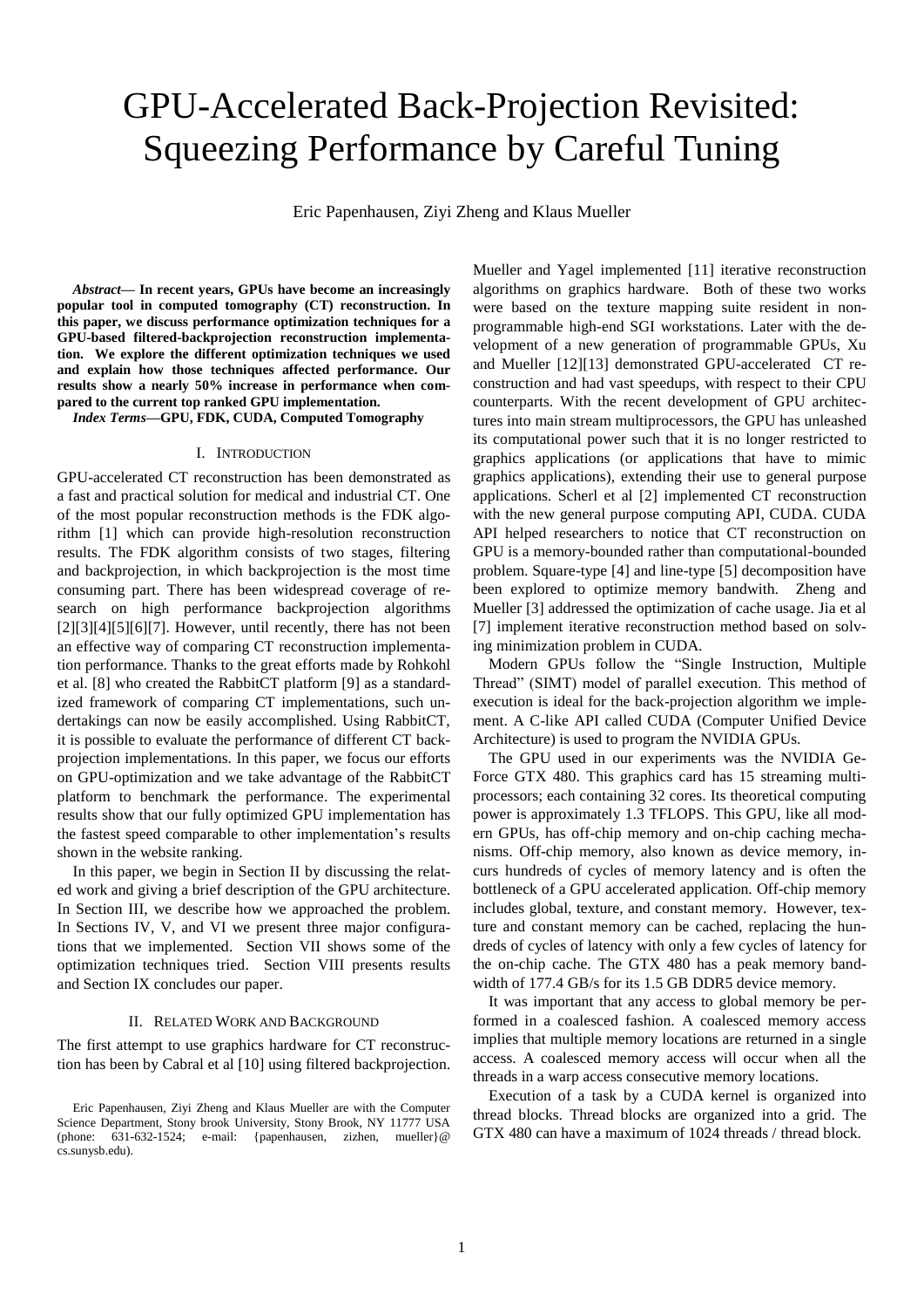# GPU-Accelerated Back-Projection Revisited: Squeezing Performance by Careful Tuning

Eric Papenhausen, Ziyi Zheng and Klaus Mueller

***Abstract*— In recent years, GPUs have become an increasingly popular tool in computed tomography (CT) reconstruction. In this paper, we discuss performance optimization techniques for a GPU-based filtered-backprojection reconstruction implementation. We explore the different optimization techniques we used and explain how those techniques affected performance. Our results show a nearly 50% increase in performance when compared to the current top ranked GPU implementation.**

***Index Terms*—GPU, FDK, CUDA, Computed Tomography**

## I. Introduction

GPU-accelerated CT reconstruction has been demonstrated as a fast and practical solution for medical and industrial CT. One of the most popular reconstruction methods is the FDK algorithm [1] which can provide high-resolution reconstruction results. The FDK algorithm consists of two stages, filtering and backprojection, in which backprojection is the most time consuming part. There has been widespread coverage of research on high performance backprojection algorithms [2][3][4][5][6][7]. However, until recently, there has not been an effective way of comparing CT reconstruction implementation performance. Thanks to the great efforts made by Rohkohl et al. [8] who created the RabbitCT platform [9] as a standardized framework of comparing CT implementations, such undertakings can now be easily accomplished. Using RabbitCT, it is possible to evaluate the performance of different CT backprojection implementations. In this paper, we focus our efforts on GPU-optimization and we take advantage of the RabbitCT platform to benchmark the performance. The experimental results show that our fully optimized GPU implementation has the fastest speed comparable to other implementation's results shown in the website ranking.

In this paper, we begin in Section II by discussing the related work and giving a brief description of the GPU architecture. In Section III, we describe how we approached the problem. In Sections IV, V, and VI we present three major configurations that we implemented. Section VII shows some of the optimization techniques tried. Section VIII presents results and Section IX concludes our paper.

## II. Related Work and Background

The first attempt to use graphics hardware for CT reconstruction has been by Cabral et al [10] using filtered backprojection. Mueller and Yagel implemented [11] iterative reconstruction algorithms on graphics hardware. Both of these two works were based on the texture mapping suite resident in non-programmable high-end SGI workstations. Later with the development of a new generation of programmable GPUs, Xu and Mueller [12][13] demonstrated GPU-accelerated CT reconstruction and had vast speedups, with respect to their CPU counterparts. With the recent development of GPU architectures into main stream multiprocessors, the GPU has unleashed its computational power such that it is no longer restricted to graphics applications (or applications that have to mimic graphics applications), extending their use to general purpose applications. Scherl et al [2] implemented CT reconstruction with the new general purpose computing API, CUDA. CUDA API helped researchers to notice that CT reconstruction on GPU is a memory-bounded rather than computational-bounded problem. Square-type [4] and line-type [5] decomposition have been explored to optimize memory bandwith. Zheng and Mueller [3] addressed the optimization of cache usage. Jia et al [7] implement iterative reconstruction method based on solving minimization problem in CUDA.

Modern GPUs follow the "Single Instruction, Multiple Thread" (SIMT) model of parallel execution. This method of execution is ideal for the back-projection algorithm we implement. A C-like API called CUDA (Computer Unified Device Architecture) is used to program the NVIDIA GPUs.

The GPU used in our experiments was the NVIDIA GeForce GTX 480. This graphics card has 15 streaming multiprocessors; each containing 32 cores. Its theoretical computing power is approximately 1.3 TFLOPS. This GPU, like all modern GPUs, has off-chip memory and on-chip caching mechanisms. Off-chip memory, also known as device memory, incurs hundreds of cycles of memory latency and is often the bottleneck of a GPU accelerated application. Off-chip memory includes global, texture, and constant memory. However, texture and constant memory can be cached, replacing the hundreds of cycles of latency with only a few cycles of latency for the on-chip cache. The GTX 480 has a peak memory bandwidth of 177.4 GB/s for its 1.5 GB DDR5 device memory.

It was important that any access to global memory be performed in a coalesced fashion. A coalesced memory access implies that multiple memory locations are returned in a single access. A coalesced memory access will occur when all the threads in a warp access consecutive memory locations.

Execution of a task by a CUDA kernel is organized into thread blocks. Thread blocks are organized into a grid. The GTX 480 can have a maximum of 1024 threads / thread block.

Eric Papenhausen, Ziyi Zheng and Klaus Mueller are with the Computer Science Department, Stony brook University, Stony Brook, NY 11777 USA (phone: 631-632-1524; e-mail: {papenhausen, zizhen, mueller}@ cs.sunysb.edu).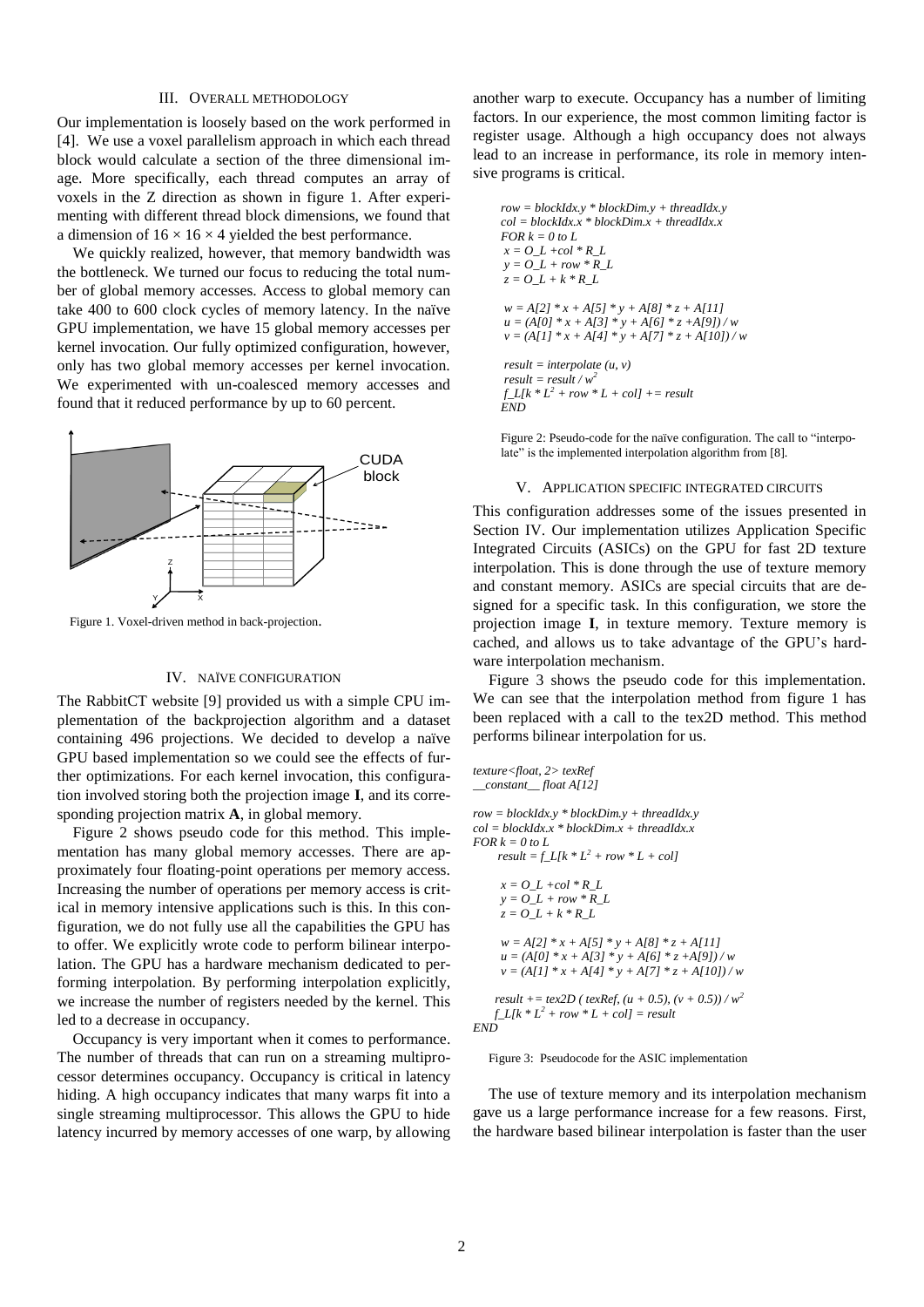## III. Overall Methodology

Our implementation is loosely based on the work performed in [4]. We use a voxel parallelism approach in which each thread block would calculate a section of the three dimensional image. More specifically, each thread computes an array of voxels in the Z direction as shown in figure 1. After experimenting with different thread block dimensions, we found that a dimension of $16 \times 16 \times 4$ yielded the best performance.

We quickly realized, however, that memory bandwidth was the bottleneck. We turned our focus to reducing the total number of global memory accesses. Access to global memory can take 400 to 600 clock cycles of memory latency. In the naïve GPU implementation, we have 15 global memory accesses per kernel invocation. Our fully optimized configuration, however, only has two global memory accesses per kernel invocation. We experimented with un-coalesced memory accesses and found that it reduced performance by up to 60 percent.

Figure 1. Voxel-driven method in back-projection.

## IV. Naïve Configuration

The RabbitCT website [9] provided us with a simple CPU implementation of the backprojection algorithm and a dataset containing 496 projections. We decided to develop a naïve GPU based implementation so we could see the effects of further optimizations. For each kernel invocation, this configuration involved storing both the projection image **I**, and its corresponding projection matrix **A**, in global memory.

Figure 2 shows pseudo code for this method. This implementation has many global memory accesses. There are approximately four floating-point operations per memory access. Increasing the number of operations per memory access is critical in memory intensive applications such is this. In this configuration, we do not fully use all the capabilities the GPU has to offer. We explicitly wrote code to perform bilinear interpolation. The GPU has a hardware mechanism dedicated to performing interpolation. By performing interpolation explicitly, we increase the number of registers needed by the kernel. This led to a decrease in occupancy.

Occupancy is very important when it comes to performance. The number of threads that can run on a streaming multiprocessor determines occupancy. Occupancy is critical in latency hiding. A high occupancy indicates that many warps fit into a single streaming multiprocessor. This allows the GPU to hide latency incurred by memory accesses of one warp, by allowing another warp to execute. Occupancy has a number of limiting factors. In our experience, the most common limiting factor is register usage. Although a high occupancy does not always lead to an increase in performance, its role in memory intensive programs is critical.

```
row = blockIdx.y * blockDim.y + threadIdx.y
col = blockIdx.x * blockDim.x + threadIdx.x
FOR k = 0 to L
 x = O_L +col * R_L
 y = O_L + row * R_L
 z = O_L + k * R_L

 w = A[2] * x + A[5] * y + A[8] * z + A[11]
 u = (A[0] * x + A[3] * y + A[6] * z +A[9]) / w
 v = (A[1] * x + A[4] * y + A[7] * z + A[10]) / w

 result = interpolate (u, v)
 result = result / w^2
 f_L[k * L^2 + row * L + col] += result
END
```

Figure 2: Pseudo-code for the naïve configuration. The call to "interpolate" is the implemented interpolation algorithm from [8].

## V. Application Specific Integrated Circuits

This configuration addresses some of the issues presented in Section IV. Our implementation utilizes Application Specific Integrated Circuits (ASICs) on the GPU for fast 2D texture interpolation. This is done through the use of texture memory and constant memory. ASICs are special circuits that are designed for a specific task. In this configuration, we store the projection image **I**, in texture memory. Texture memory is cached, and allows us to take advantage of the GPU's hardware interpolation mechanism.

Figure 3 shows the pseudo code for this implementation. We can see that the interpolation method from figure 1 has been replaced with a call to the tex2D method. This method performs bilinear interpolation for us.

```
texture<float, 2> texRef
__constant__ float A[12]

row = blockIdx.y * blockDim.y + threadIdx.y
col = blockIdx.x * blockDim.x + threadIdx.x
FOR k = 0 to L
     result = f_L[k * L^2 + row * L + col]

     x = O_L +col * R_L
     y = O_L + row * R_L
     z = O_L + k * R_L

     w = A[2] * x + A[5] * y + A[8] * z + A[11]
     u = (A[0] * x + A[3] * y + A[6] * z +A[9]) / w
     v = (A[1] * x + A[4] * y + A[7] * z + A[10]) / w

   result += tex2D ( texRef, (u + 0.5), (v + 0.5)) / w^2
     f_L[k * L^2 + row * L + col] = result
END
```

Figure 3: Pseudocode for the ASIC implementation

The use of texture memory and its interpolation mechanism gave us a large performance increase for a few reasons. First, the hardware based bilinear interpolation is faster than the user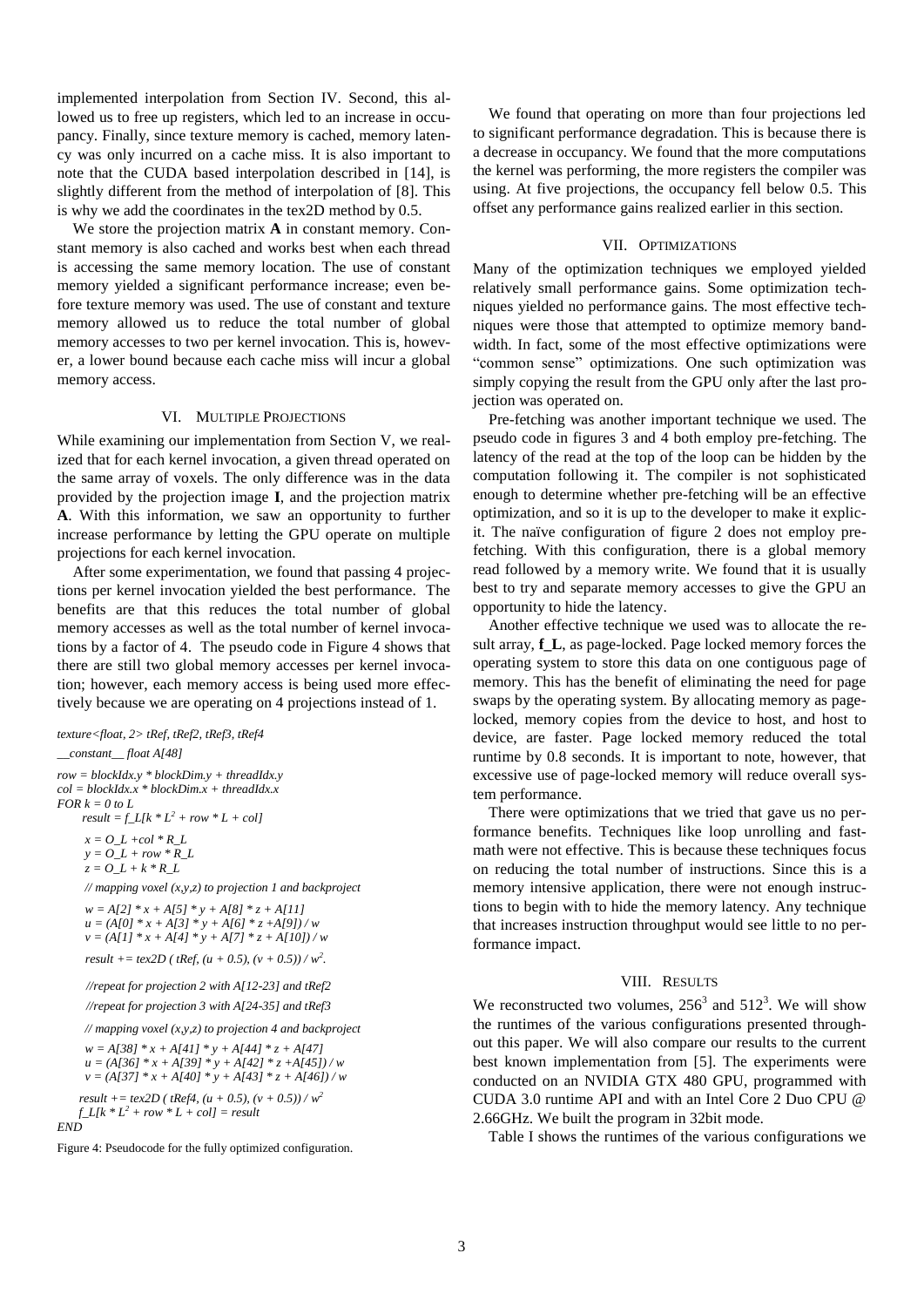implemented interpolation from Section IV. Second, this allowed us to free up registers, which led to an increase in occupancy. Finally, since texture memory is cached, memory latency was only incurred on a cache miss. It is also important to note that the CUDA based interpolation described in [14], is slightly different from the method of interpolation of [8]. This is why we add the coordinates in the tex2D method by 0.5.

We store the projection matrix **A** in constant memory. Constant memory is also cached and works best when each thread is accessing the same memory location. The use of constant memory yielded a significant performance increase; even before texture memory was used. The use of constant and texture memory allowed us to reduce the total number of global memory accesses to two per kernel invocation. This is, however, a lower bound because each cache miss will incur a global memory access.

## VI. Multiple Projections

While examining our implementation from Section V, we realized that for each kernel invocation, a given thread operated on the same array of voxels. The only difference was in the data provided by the projection image **I**, and the projection matrix **A**. With this information, we saw an opportunity to further increase performance by letting the GPU operate on multiple projections for each kernel invocation.

After some experimentation, we found that passing 4 projections per kernel invocation yielded the best performance. The benefits are that this reduces the total number of global memory accesses as well as the total number of kernel invocations by a factor of 4. The pseudo code in Figure 4 shows that there are still two global memory accesses per kernel invocation; however, each memory access is being used more effectively because we are operating on 4 projections instead of 1.

```
texture<float, 2> tRef, tRef2, tRef3, tRef4
__constant__ float A[48]

row = blockIdx.y * blockDim.y + threadIdx.y
col = blockIdx.x * blockDim.x + threadIdx.x
FOR k = 0 to L
    result = f_L[k * L^2 + row * L + col]

    x = O_L +col * R_L
    y = O_L + row * R_L
    z = O_L + k * R_L

    // mapping voxel (x,y,z) to projection 1 and backproject

    w = A[2] * x + A[5] * y + A[8] * z + A[11]
    u = (A[0] * x + A[3] * y + A[6] * z +A[9]) / w
    v = (A[1] * x + A[4] * y + A[7] * z + A[10]) / w

    result += tex2D ( tRef, (u + 0.5), (v + 0.5)) / w^2.

    //repeat for projection 2 with A[12-23] and tRef2

    //repeat for projection 3 with A[24-35] and tRef3

    // mapping voxel (x,y,z) to projection 4 and backproject

    w = A[38] * x + A[41] * y + A[44] * z + A[47]
    u = (A[36] * x + A[39] * y + A[42] * z +A[45]) / w
    v = (A[37] * x + A[40] * y + A[43] * z + A[46]) / w

    result += tex2D ( tRef4, (u + 0.5), (v + 0.5)) / w^2
    f_L[k * L^2 + row * L + col] = result
END
```

Figure 4: Pseudocode for the fully optimized configuration.

We found that operating on more than four projections led to significant performance degradation. This is because there is a decrease in occupancy. We found that the more computations the kernel was performing, the more registers the compiler was using. At five projections, the occupancy fell below 0.5. This offset any performance gains realized earlier in this section.

## VII. Optimizations

Many of the optimization techniques we employed yielded relatively small performance gains. Some optimization techniques yielded no performance gains. The most effective techniques were those that attempted to optimize memory bandwidth. In fact, some of the most effective optimizations were "common sense" optimizations. One such optimization was simply copying the result from the GPU only after the last projection was operated on.

Pre-fetching was another important technique we used. The pseudo code in figures 3 and 4 both employ pre-fetching. The latency of the read at the top of the loop can be hidden by the computation following it. The compiler is not sophisticated enough to determine whether pre-fetching will be an effective optimization, and so it is up to the developer to make it explicit. The naïve configuration of figure 2 does not employ pre-fetching. With this configuration, there is a global memory read followed by a memory write. We found that it is usually best to try and separate memory accesses to give the GPU an opportunity to hide the latency.

Another effective technique we used was to allocate the result array, **f_L**, as page-locked. Page locked memory forces the operating system to store this data on one contiguous page of memory. This has the benefit of eliminating the need for page swaps by the operating system. By allocating memory as page-locked, memory copies from the device to host, and host to device, are faster. Page locked memory reduced the total runtime by 0.8 seconds. It is important to note, however, that excessive use of page-locked memory will reduce overall system performance.

There were optimizations that we tried that gave us no performance benefits. Techniques like loop unrolling and fast-math were not effective. This is because these techniques focus on reducing the total number of instructions. Since this is a memory intensive application, there were not enough instructions to begin with to hide the memory latency. Any technique that increases instruction throughput would see little to no performance impact.

## VIII. Results

We reconstructed two volumes, $256^3$ and $512^3$. We will show the runtimes of the various configurations presented throughout this paper. We will also compare our results to the current best known implementation from [5]. The experiments were conducted on an NVIDIA GTX 480 GPU, programmed with CUDA 3.0 runtime API and with an Intel Core 2 Duo CPU @ 2.66GHz. We built the program in 32bit mode.

Table I shows the runtimes of the various configurations we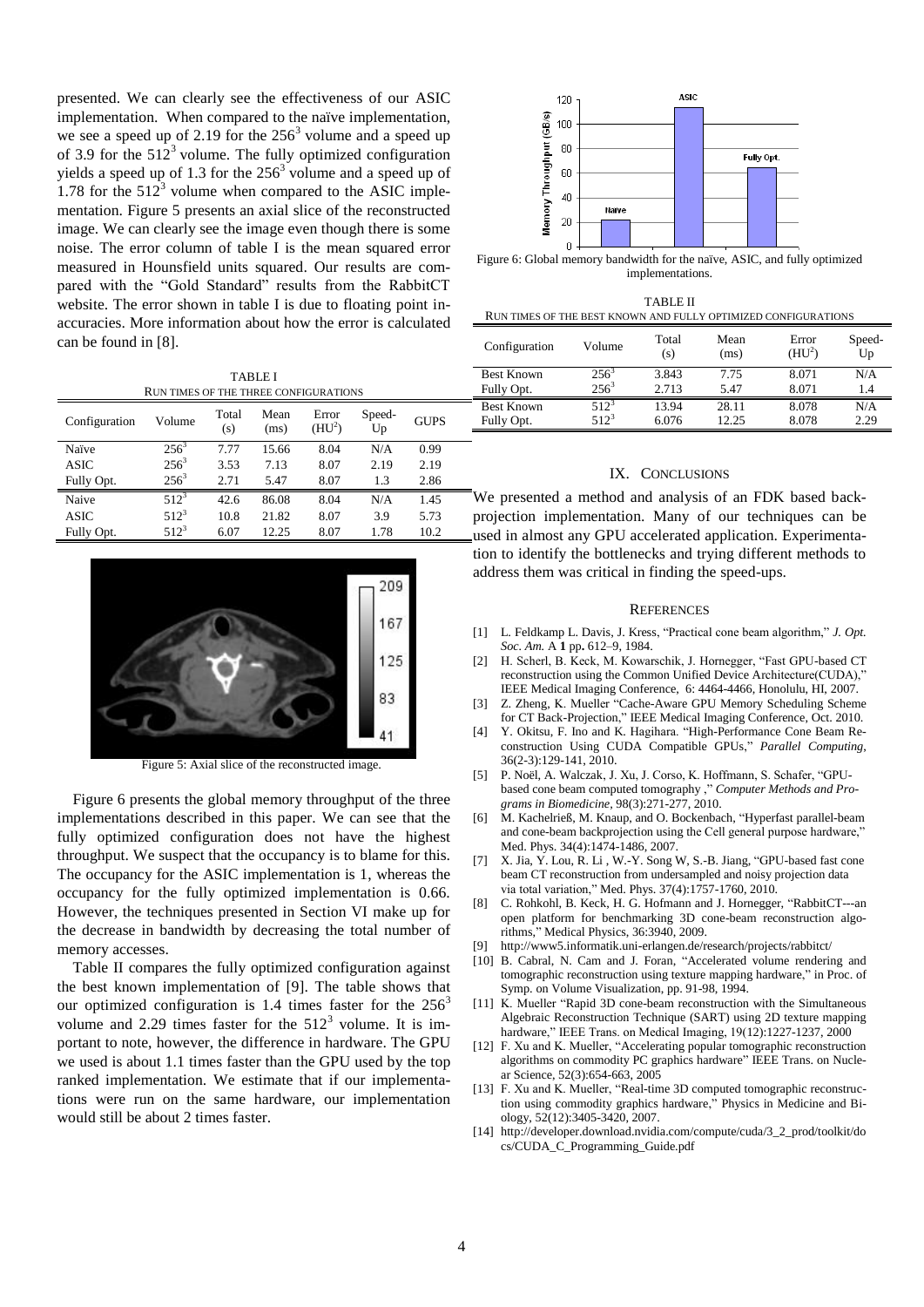presented. We can clearly see the effectiveness of our ASIC implementation. When compared to the naïve implementation, we see a speed up of 2.19 for the $256^3$ volume and a speed up of 3.9 for the $512^3$ volume. The fully optimized configuration yields a speed up of 1.3 for the $256^3$ volume and a speed up of 1.78 for the $512^3$ volume when compared to the ASIC implementation. Figure 5 presents an axial slice of the reconstructed image. We can clearly see the image even though there is some noise. The error column of table I is the mean squared error measured in Hounsfield units squared. Our results are compared with the "Gold Standard" results from the RabbitCT website. The error shown in table I is due to floating point inaccuracies. More information about how the error is calculated can be found in [8].

TABLE I
RUN TIMES OF THE THREE CONFIGURATIONS

| Configuration | Volume | Total (s) | Mean (ms) | Error ($HU^2$) | Speed-Up | GUPS |
|---|---|---|---|---|---|---|
| Naïve | $256^3$ | 7.77 | 15.66 | 8.04 | N/A | 0.99 |
| ASIC | $256^3$ | 3.53 | 7.13 | 8.07 | 2.19 | 2.19 |
| Fully Opt. | $256^3$ | 2.71 | 5.47 | 8.07 | 1.3 | 2.86 |
| Naive | $512^3$ | 42.6 | 86.08 | 8.04 | N/A | 1.45 |
| ASIC | $512^3$ | 10.8 | 21.82 | 8.07 | 3.9 | 5.73 |
| Fully Opt. | $512^3$ | 6.07 | 12.25 | 8.07 | 1.78 | 10.2 |

209
167
125
83
41

Figure 5: Axial slice of the reconstructed image.

Figure 6 presents the global memory throughput of the three implementations described in this paper. We can see that the fully optimized configuration does not have the highest throughput. We suspect that the occupancy is to blame for this. The occupancy for the ASIC implementation is 1, whereas the occupancy for the fully optimized implementation is 0.66. However, the techniques presented in Section VI make up for the decrease in bandwidth by decreasing the total number of memory accesses.

Table II compares the fully optimized configuration against the best known implementation of [9]. The table shows that our optimized configuration is 1.4 times faster for the $256^3$ volume and 2.29 times faster for the $512^3$ volume. It is important to note, however, the difference in hardware. The GPU we used is about 1.1 times faster than the GPU used by the top ranked implementation. We estimate that if our implementations were run on the same hardware, our implementation would still be about 2 times faster.

Memory Throughput (GB/s)
120
100
80
60
40
20
0
Naive
ASIC
Fully Opt.

Figure 6: Global memory bandwidth for the naïve, ASIC, and fully optimized implementations.

TABLE II
RUN TIMES OF THE BEST KNOWN AND FULLY OPTIMIZED CONFIGURATIONS

| Configuration | Volume | Total (s) | Mean (ms) | Error ($HU^2$) | Speed-Up |
|---|---|---|---|---|---|
| Best Known | $256^3$ | 3.843 | 7.75 | 8.071 | N/A |
| Fully Opt. | $256^3$ | 2.713 | 5.47 | 8.071 | 1.4 |
| Best Known | $512^3$ | 13.94 | 28.11 | 8.078 | N/A |
| Fully Opt. | $512^3$ | 6.076 | 12.25 | 8.078 | 2.29 |

## IX. CONCLUSIONS

We presented a method and analysis of an FDK based back-projection implementation. Many of our techniques can be used in almost any GPU accelerated application. Experimentation to identify the bottlenecks and trying different methods to address them was critical in finding the speed-ups.

## REFERENCES

[1] L. Feldkamp L. Davis, J. Kress, "Practical cone beam algorithm," *J. Opt. Soc. Am.* A **1** pp**.** 612–9, 1984.

[2] H. Scherl, B. Keck, M. Kowarschik, J. Hornegger, "Fast GPU-based CT reconstruction using the Common Unified Device Architecture(CUDA)," IEEE Medical Imaging Conference, 6: 4464-4466, Honolulu, HI, 2007.

[3] Z. Zheng, K. Mueller "Cache-Aware GPU Memory Scheduling Scheme for CT Back-Projection," IEEE Medical Imaging Conference, Oct. 2010.

[4] Y. Okitsu, F. Ino and K. Hagihara. "High-Performance Cone Beam Reconstruction Using CUDA Compatible GPUs," *Parallel Computing*, 36(2-3):129-141, 2010.

[5] P. Noël, A. Walczak, J. Xu, J. Corso, K. Hoffmann, S. Schafer, "GPU-based cone beam computed tomography ," *Computer Methods and Programs in Biomedicine*, 98(3):271-277, 2010.

[6] M. Kachelrieß, M. Knaup, and O. Bockenbach, "Hyperfast parallel-beam and cone-beam backprojection using the Cell general purpose hardware," Med. Phys. 34(4):1474-1486, 2007.

[7] X. Jia, Y. Lou, R. Li , W.-Y. Song W, S.-B. Jiang, "GPU-based fast cone beam CT reconstruction from undersampled and noisy projection data via total variation," Med. Phys. 37(4):1757-1760, 2010.

[8] C. Rohkohl, B. Keck, H. G. Hofmann and J. Hornegger, "RabbitCT---an open platform for benchmarking 3D cone-beam reconstruction algorithms," Medical Physics, 36:3940, 2009.

[9] http://www5.informatik.uni-erlangen.de/research/projects/rabbitct/

[10] B. Cabral, N. Cam and J. Foran, "Accelerated volume rendering and tomographic reconstruction using texture mapping hardware," in Proc. of Symp. on Volume Visualization, pp. 91-98, 1994.

[11] K. Mueller "Rapid 3D cone-beam reconstruction with the Simultaneous Algebraic Reconstruction Technique (SART) using 2D texture mapping hardware," IEEE Trans. on Medical Imaging, 19(12):1227-1237, 2000

[12] F. Xu and K. Mueller, "Accelerating popular tomographic reconstruction algorithms on commodity PC graphics hardware" IEEE Trans. on Nuclear Science, 52(3):654-663, 2005

[13] F. Xu and K. Mueller, "Real-time 3D computed tomographic reconstruction using commodity graphics hardware," Physics in Medicine and Biology, 52(12):3405-3420, 2007.

[14] http://developer.download.nvidia.com/compute/cuda/3_2_prod/toolkit/docs/CUDA_C_Programming_Guide.pdf